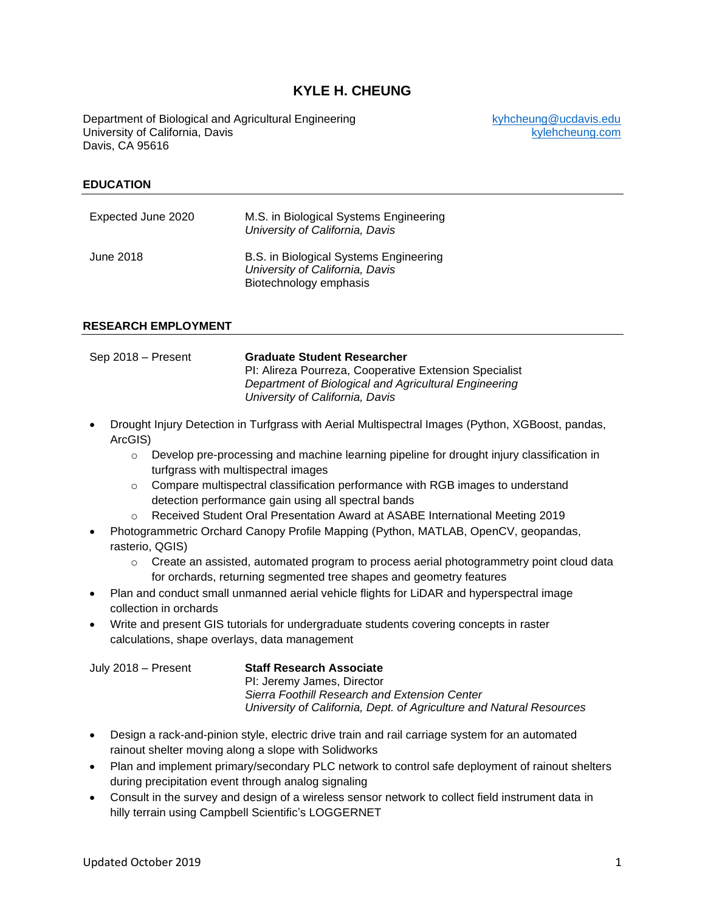# KYLE H. CHEUNG

Department of Biological and Agricultural Engineering
University of California, Davis
Davis, CA 95616

kyhcheung@ucdavis.edu
kylehcheung.com

## EDUCATION

Expected June 2020 — M.S. in Biological Systems Engineering
*University of California, Davis*

June 2018 — B.S. in Biological Systems Engineering
*University of California, Davis*
Biotechnology emphasis

## RESEARCH EMPLOYMENT

Sep 2018 – Present — **Graduate Student Researcher**
PI: Alireza Pourreza, Cooperative Extension Specialist
*Department of Biological and Agricultural Engineering*
*University of California, Davis*

- Drought Injury Detection in Turfgrass with Aerial Multispectral Images (Python, XGBoost, pandas, ArcGIS)
    - Develop pre-processing and machine learning pipeline for drought injury classification in turfgrass with multispectral images
    - Compare multispectral classification performance with RGB images to understand detection performance gain using all spectral bands
    - Received Student Oral Presentation Award at ASABE International Meeting 2019
- Photogrammetric Orchard Canopy Profile Mapping (Python, MATLAB, OpenCV, geopandas, rasterio, QGIS)
    - Create an assisted, automated program to process aerial photogrammetry point cloud data for orchards, returning segmented tree shapes and geometry features
- Plan and conduct small unmanned aerial vehicle flights for LiDAR and hyperspectral image collection in orchards
- Write and present GIS tutorials for undergraduate students covering concepts in raster calculations, shape overlays, data management

July 2018 – Present — **Staff Research Associate**
PI: Jeremy James, Director
*Sierra Foothill Research and Extension Center*
*University of California, Dept. of Agriculture and Natural Resources*

- Design a rack-and-pinion style, electric drive train and rail carriage system for an automated rainout shelter moving along a slope with Solidworks
- Plan and implement primary/secondary PLC network to control safe deployment of rainout shelters during precipitation event through analog signaling
- Consult in the survey and design of a wireless sensor network to collect field instrument data in hilly terrain using Campbell Scientific's LOGGERNET

Updated October 2019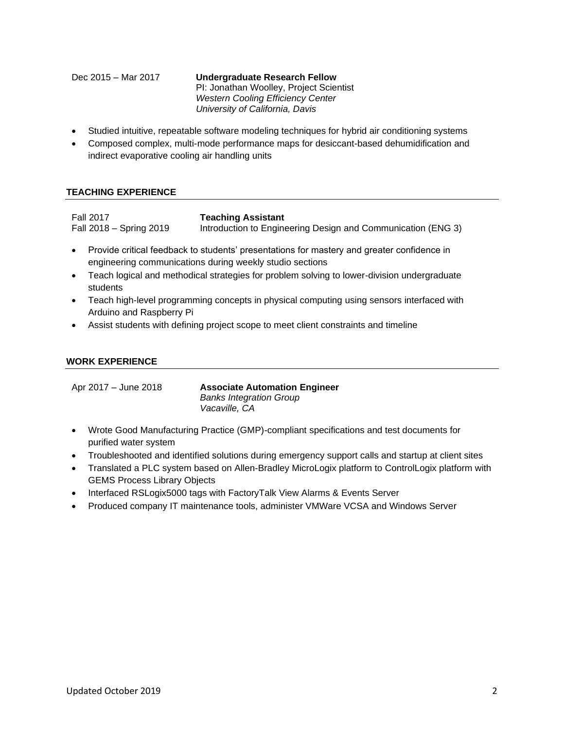Dec 2015 – Mar 2017 **Undergraduate Research Fellow**
PI: Jonathan Woolley, Project Scientist
*Western Cooling Efficiency Center*
*University of California, Davis*

- Studied intuitive, repeatable software modeling techniques for hybrid air conditioning systems
- Composed complex, multi-mode performance maps for desiccant-based dehumidification and indirect evaporative cooling air handling units

## TEACHING EXPERIENCE

Fall 2017
Fall 2018 – Spring 2019 **Teaching Assistant**
Introduction to Engineering Design and Communication (ENG 3)

- Provide critical feedback to students' presentations for mastery and greater confidence in engineering communications during weekly studio sections
- Teach logical and methodical strategies for problem solving to lower-division undergraduate students
- Teach high-level programming concepts in physical computing using sensors interfaced with Arduino and Raspberry Pi
- Assist students with defining project scope to meet client constraints and timeline

## WORK EXPERIENCE

Apr 2017 – June 2018 **Associate Automation Engineer**
*Banks Integration Group*
*Vacaville, CA*

- Wrote Good Manufacturing Practice (GMP)-compliant specifications and test documents for purified water system
- Troubleshooted and identified solutions during emergency support calls and startup at client sites
- Translated a PLC system based on Allen-Bradley MicroLogix platform to ControlLogix platform with GEMS Process Library Objects
- Interfaced RSLogix5000 tags with FactoryTalk View Alarms & Events Server
- Produced company IT maintenance tools, administer VMWare VCSA and Windows Server

Updated October 2019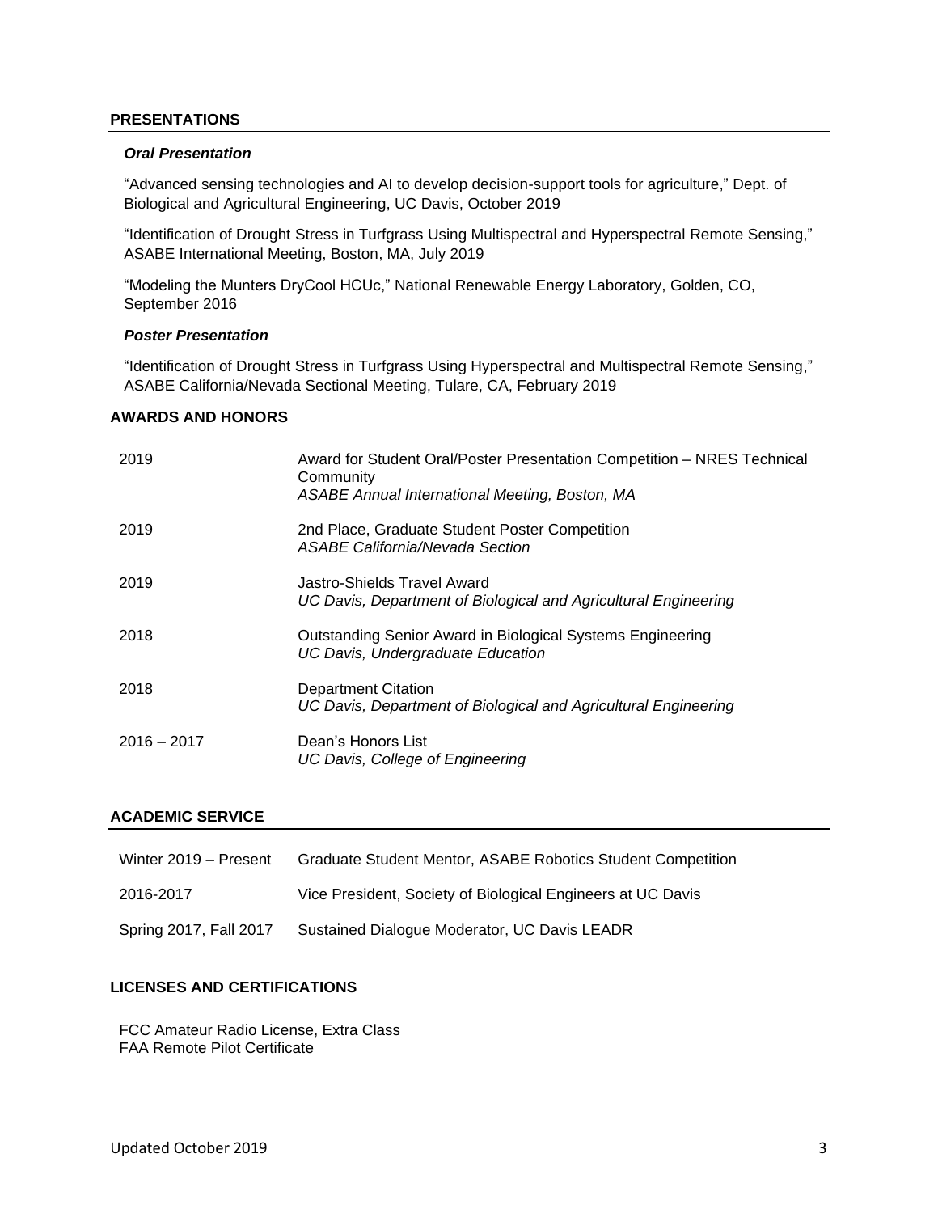## PRESENTATIONS

### *Oral Presentation*

"Advanced sensing technologies and AI to develop decision-support tools for agriculture," Dept. of Biological and Agricultural Engineering, UC Davis, October 2019

"Identification of Drought Stress in Turfgrass Using Multispectral and Hyperspectral Remote Sensing," ASABE International Meeting, Boston, MA, July 2019

"Modeling the Munters DryCool HCUc," National Renewable Energy Laboratory, Golden, CO, September 2016

### *Poster Presentation*

"Identification of Drought Stress in Turfgrass Using Hyperspectral and Multispectral Remote Sensing," ASABE California/Nevada Sectional Meeting, Tulare, CA, February 2019

## AWARDS AND HONORS

| | |
|---|---|
| 2019 | Award for Student Oral/Poster Presentation Competition – NRES Technical Community<br>*ASABE Annual International Meeting, Boston, MA* |
| 2019 | 2nd Place, Graduate Student Poster Competition<br>*ASABE California/Nevada Section* |
| 2019 | Jastro-Shields Travel Award<br>*UC Davis, Department of Biological and Agricultural Engineering* |
| 2018 | Outstanding Senior Award in Biological Systems Engineering<br>*UC Davis, Undergraduate Education* |
| 2018 | Department Citation<br>*UC Davis, Department of Biological and Agricultural Engineering* |
| 2016 – 2017 | Dean's Honors List<br>*UC Davis, College of Engineering* |

## ACADEMIC SERVICE

| | |
|---|---|
| Winter 2019 – Present | Graduate Student Mentor, ASABE Robotics Student Competition |
| 2016-2017 | Vice President, Society of Biological Engineers at UC Davis |
| Spring 2017, Fall 2017 | Sustained Dialogue Moderator, UC Davis LEADR |

## LICENSES AND CERTIFICATIONS

FCC Amateur Radio License, Extra Class
FAA Remote Pilot Certificate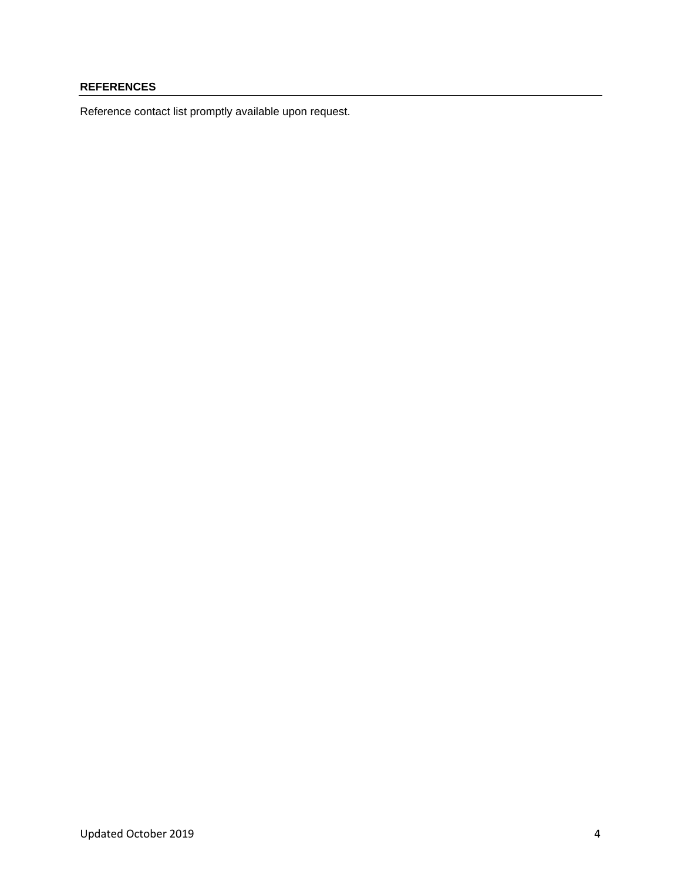## REFERENCES

Reference contact list promptly available upon request.